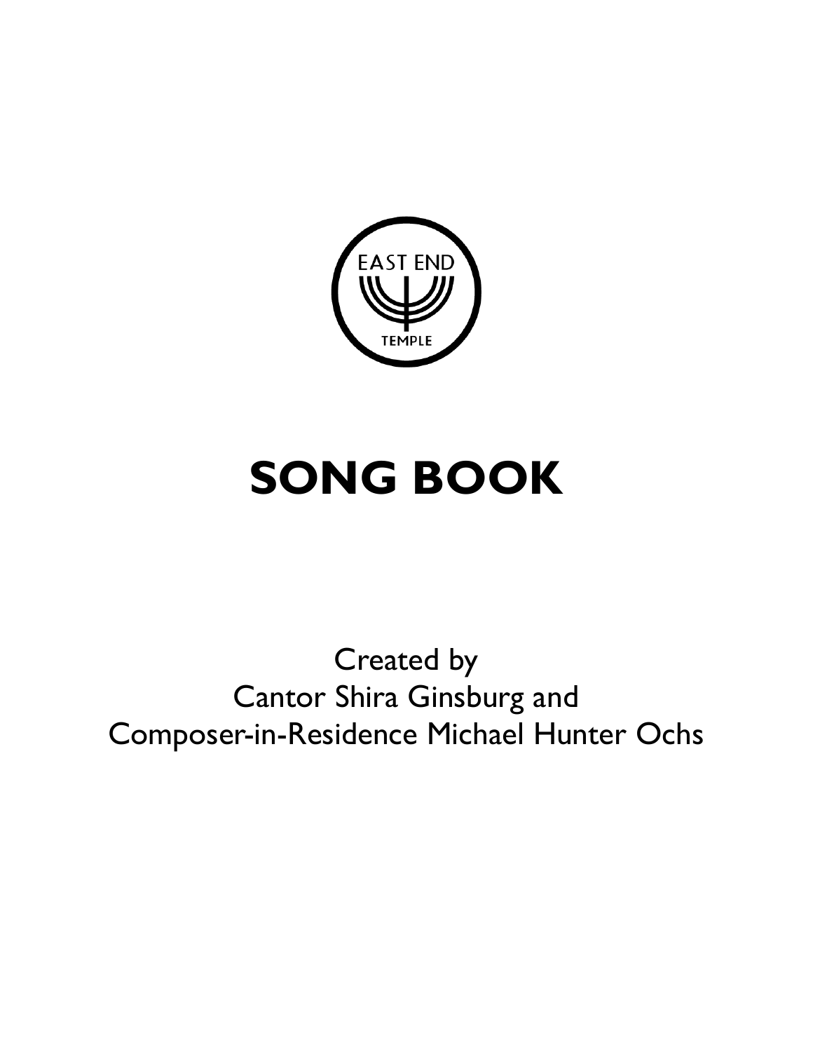EAST END TEMPLE

# SONG BOOK

Created by
Cantor Shira Ginsburg and
Composer-in-Residence Michael Hunter Ochs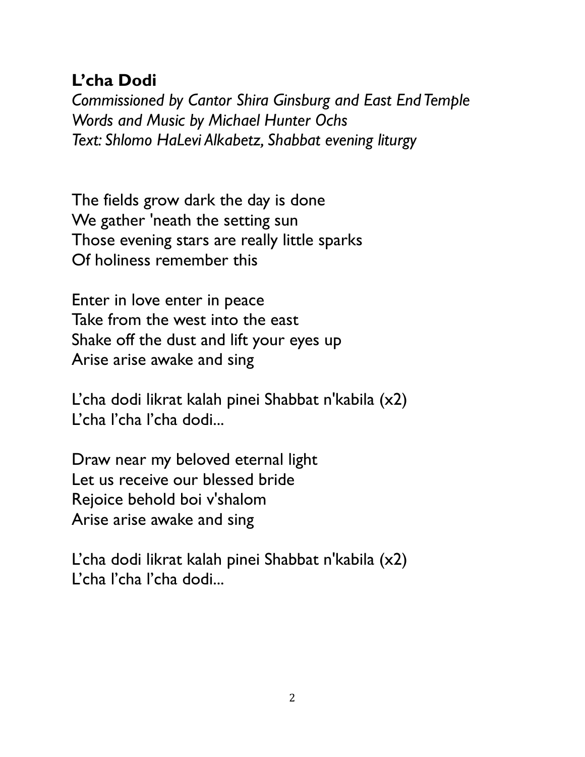## L’cha Dodi

*Commissioned by Cantor Shira Ginsburg and East End Temple*
*Words and Music by Michael Hunter Ochs*
*Text: Shlomo HaLevi Alkabetz, Shabbat evening liturgy*

The fields grow dark the day is done
We gather 'neath the setting sun
Those evening stars are really little sparks
Of holiness remember this

Enter in love enter in peace
Take from the west into the east
Shake off the dust and lift your eyes up
Arise arise awake and sing

L’cha dodi likrat kalah pinei Shabbat n'kabila (x2)
L’cha l’cha l’cha dodi...

Draw near my beloved eternal light
Let us receive our blessed bride
Rejoice behold boi v'shalom
Arise arise awake and sing

L’cha dodi likrat kalah pinei Shabbat n'kabila (x2)
L’cha l’cha l’cha dodi...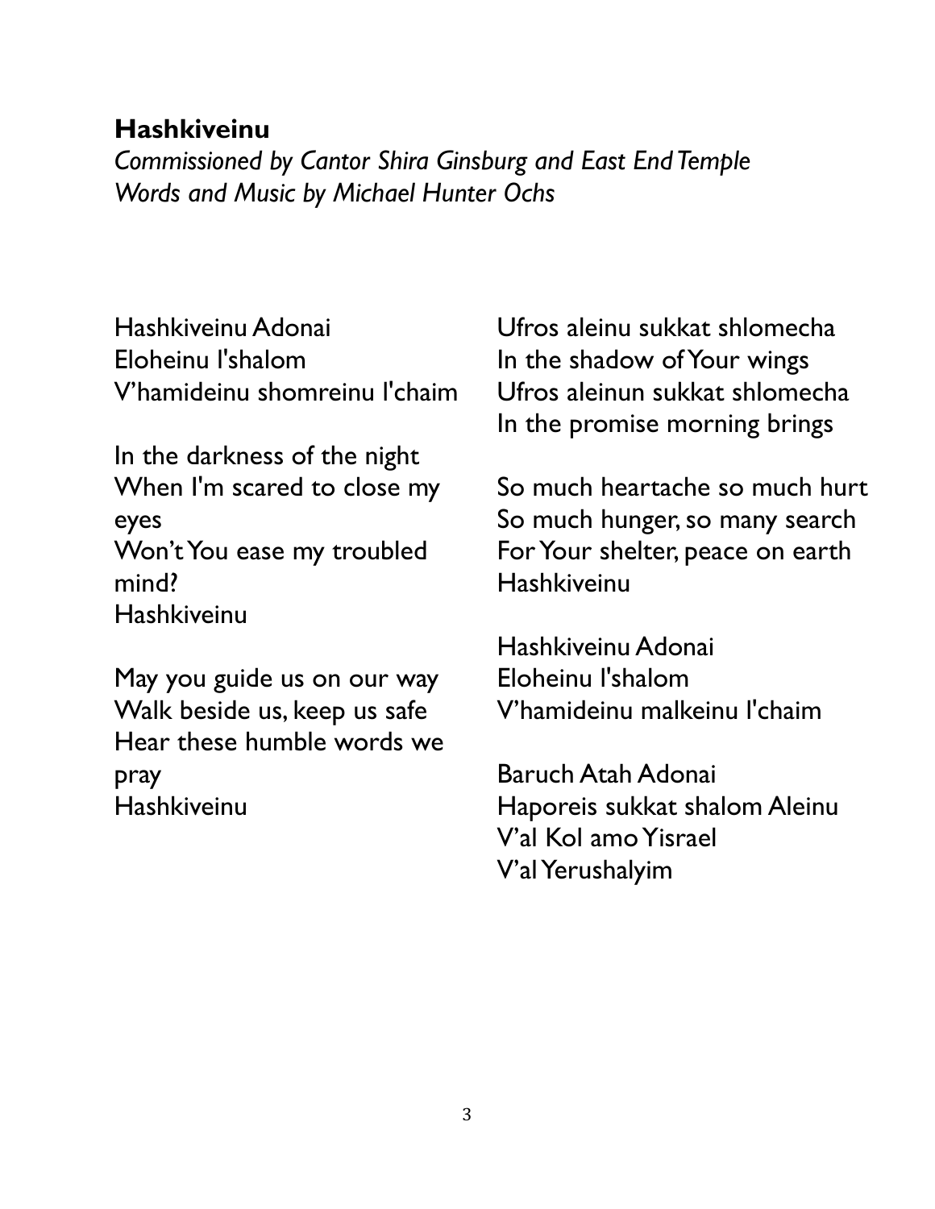**Hashkiveinu**

*Commissioned by Cantor Shira Ginsburg and East End Temple*
*Words and Music by Michael Hunter Ochs*

Hashkiveinu Adonai
Eloheinu l'shalom
V'hamideinu shomreinu l'chaim

In the darkness of the night
When I'm scared to close my eyes
Won't You ease my troubled mind?
Hashkiveinu

May you guide us on our way
Walk beside us, keep us safe
Hear these humble words we pray
Hashkiveinu

Ufros aleinu sukkat shlomecha
In the shadow of Your wings
Ufros aleinun sukkat shlomecha
In the promise morning brings

So much heartache so much hurt
So much hunger, so many search
For Your shelter, peace on earth
Hashkiveinu

Hashkiveinu Adonai
Eloheinu l'shalom
V'hamideinu malkeinu l'chaim

Baruch Atah Adonai
Haporeis sukkat shalom Aleinu
V'al Kol amo Yisrael
V'al Yerushalyim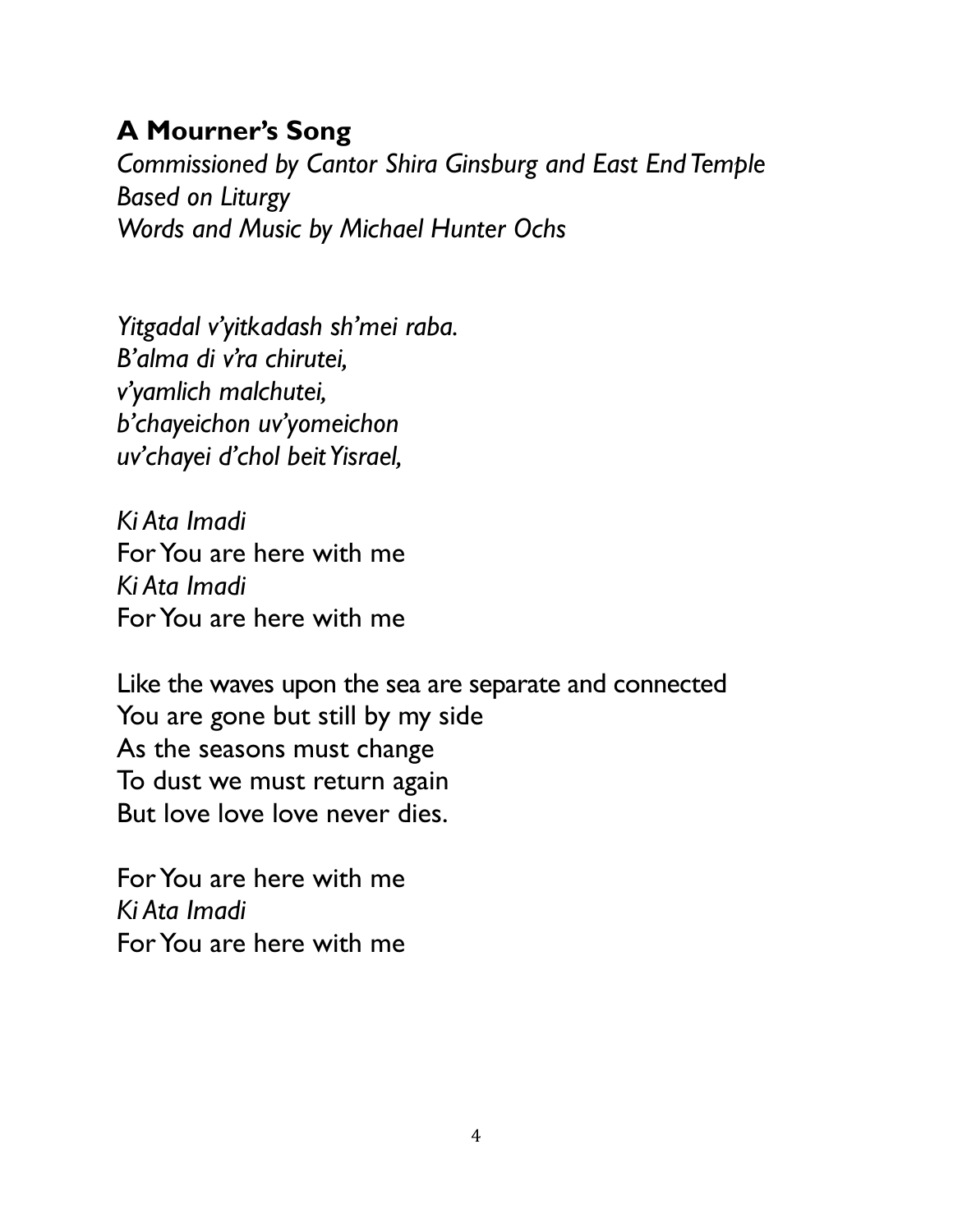**A Mourner's Song**

*Commissioned by Cantor Shira Ginsburg and East End Temple*
*Based on Liturgy*
*Words and Music by Michael Hunter Ochs*

*Yitgadal v'yitkadash sh'mei raba.*
*B'alma di v'ra chirutei,*
*v'yamlich malchutei,*
*b'chayeichon uv'yomeichon*
*uv'chayei d'chol beit Yisrael,*

*Ki Ata Imadi*
For You are here with me
*Ki Ata Imadi*
For You are here with me

Like the waves upon the sea are separate and connected
You are gone but still by my side
As the seasons must change
To dust we must return again
But love love love never dies.

For You are here with me
*Ki Ata Imadi*
For You are here with me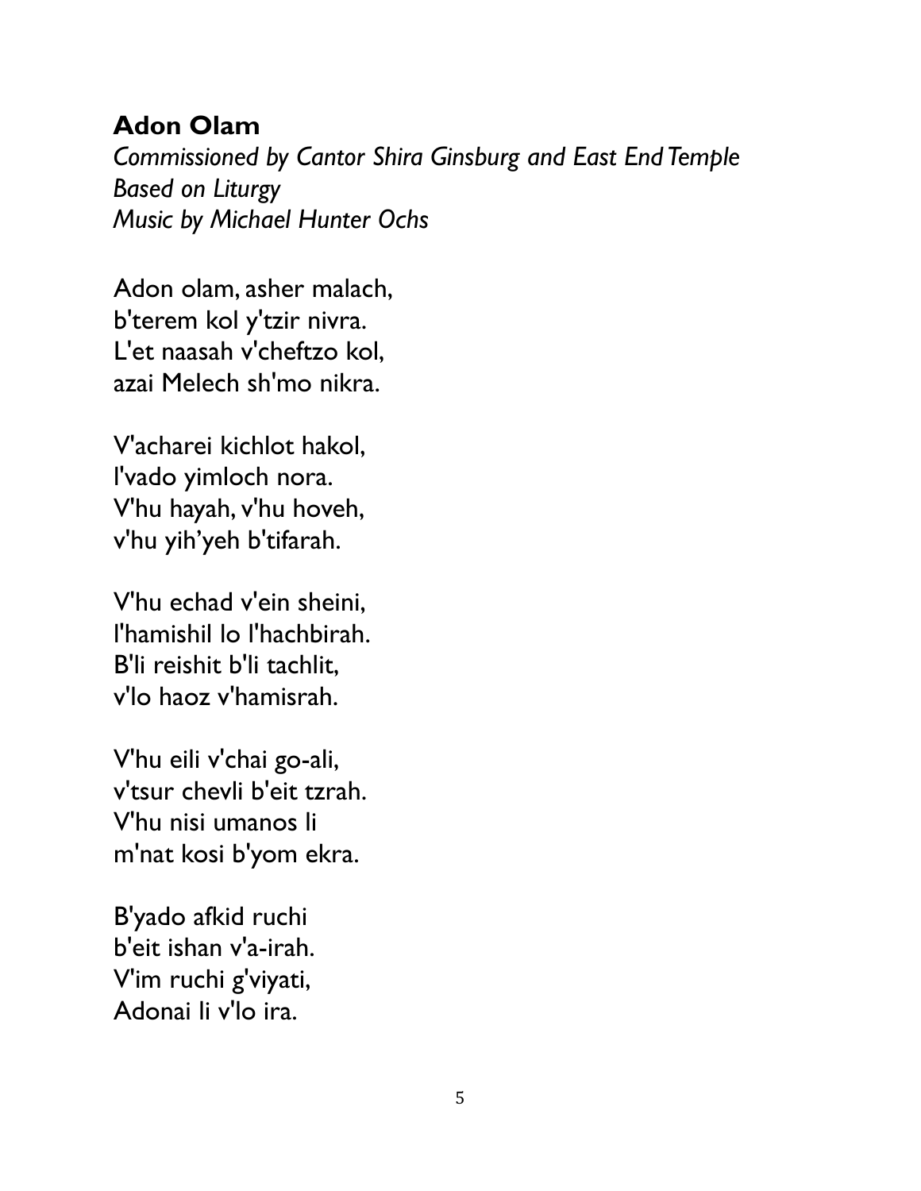**Adon Olam**

*Commissioned by Cantor Shira Ginsburg and East End Temple*
*Based on Liturgy*
*Music by Michael Hunter Ochs*

Adon olam, asher malach,
b'terem kol y'tzir nivra.
L'et naasah v'cheftzo kol,
azai Melech sh'mo nikra.

V'acharei kichlot hakol,
l'vado yimloch nora.
V'hu hayah, v'hu hoveh,
v'hu yih'yeh b'tifarah.

V'hu echad v'ein sheini,
l'hamishil lo l'hachbirah.
B'li reishit b'li tachlit,
v'lo haoz v'hamisrah.

V'hu eili v'chai go-ali,
v'tsur chevli b'eit tzrah.
V'hu nisi umanos li
m'nat kosi b'yom ekra.

B'yado afkid ruchi
b'eit ishan v'a-irah.
V'im ruchi g'viyati,
Adonai li v'lo ira.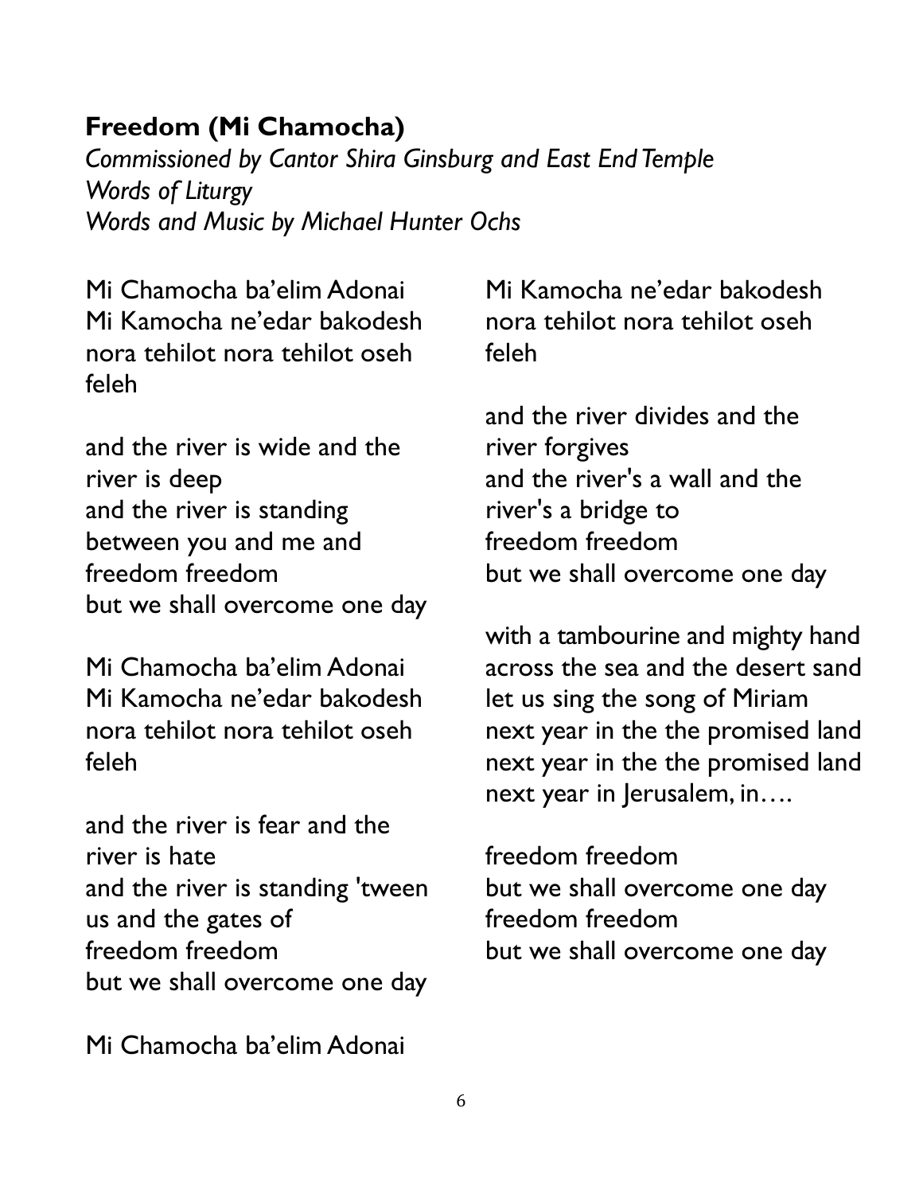**Freedom (Mi Chamocha)**

*Commissioned by Cantor Shira Ginsburg and East End Temple*
*Words of Liturgy*
*Words and Music by Michael Hunter Ochs*

Mi Chamocha ba'elim Adonai
Mi Kamocha ne'edar bakodesh
nora tehilot nora tehilot oseh feleh

and the river is wide and the river is deep
and the river is standing between you and me and
freedom freedom
but we shall overcome one day

Mi Chamocha ba'elim Adonai
Mi Kamocha ne'edar bakodesh
nora tehilot nora tehilot oseh feleh

and the river is fear and the river is hate
and the river is standing 'tween us and the gates of
freedom freedom
but we shall overcome one day

Mi Chamocha ba'elim Adonai
Mi Kamocha ne'edar bakodesh
nora tehilot nora tehilot oseh feleh

and the river divides and the river forgives
and the river's a wall and the river's a bridge to
freedom freedom
but we shall overcome one day

with a tambourine and mighty hand
across the sea and the desert sand
let us sing the song of Miriam
next year in the the promised land
next year in the the promised land
next year in Jerusalem, in….

freedom freedom
but we shall overcome one day
freedom freedom
but we shall overcome one day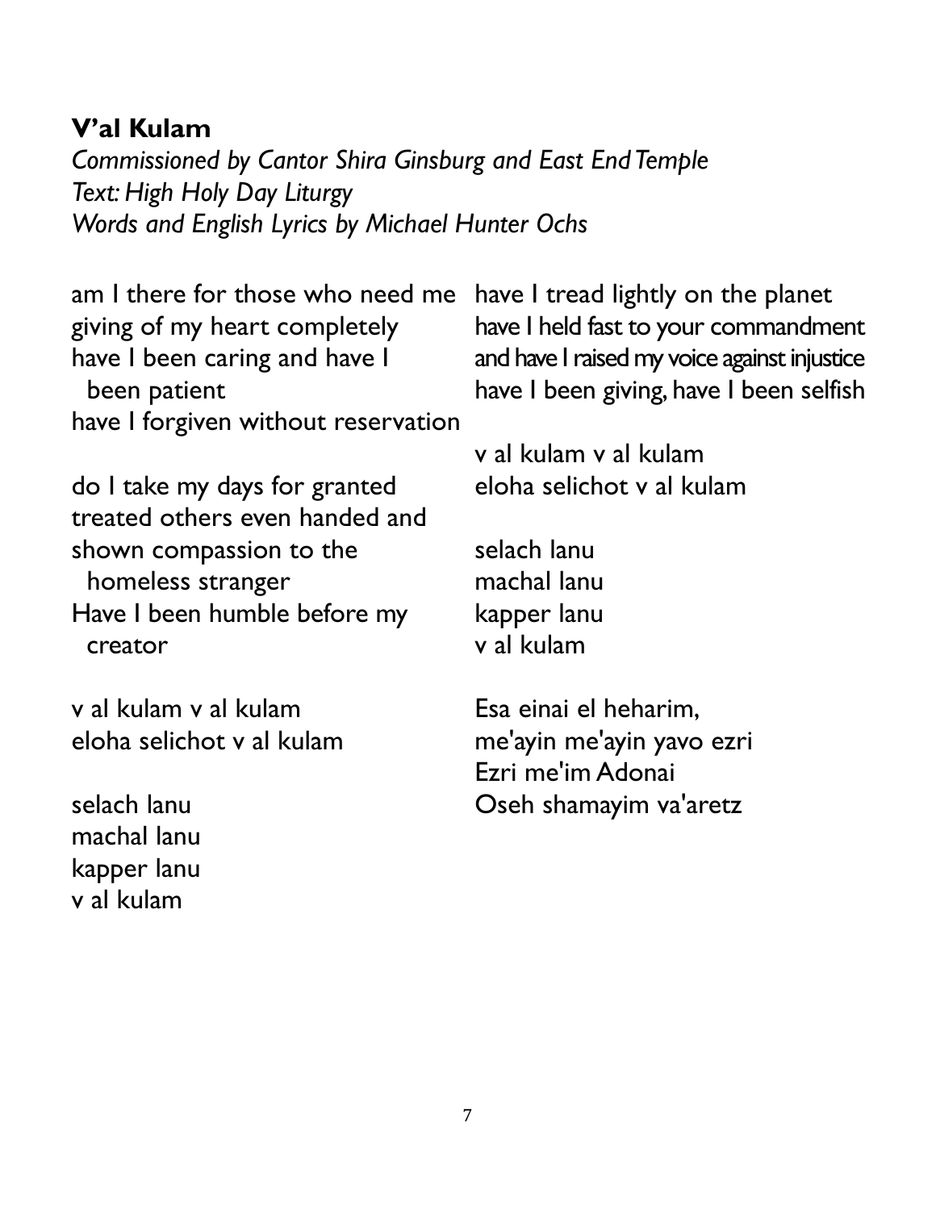**V'al Kulam**

*Commissioned by Cantor Shira Ginsburg and East End Temple*
*Text: High Holy Day Liturgy*
*Words and English Lyrics by Michael Hunter Ochs*

am I there for those who need me
giving of my heart completely
have I been caring and have I been patient
have I forgiven without reservation

do I take my days for granted
treated others even handed and
shown compassion to the homeless stranger
Have I been humble before my creator

v al kulam v al kulam
eloha selichot v al kulam

selach lanu
machal lanu
kapper lanu
v al kulam

have I tread lightly on the planet
have I held fast to your commandment
and have I raised my voice against injustice
have I been giving, have I been selfish

v al kulam v al kulam
eloha selichot v al kulam

selach lanu
machal lanu
kapper lanu
v al kulam

Esa einai el heharim,
me'ayin me'ayin yavo ezri
Ezri me'im Adonai
Oseh shamayim va'aretz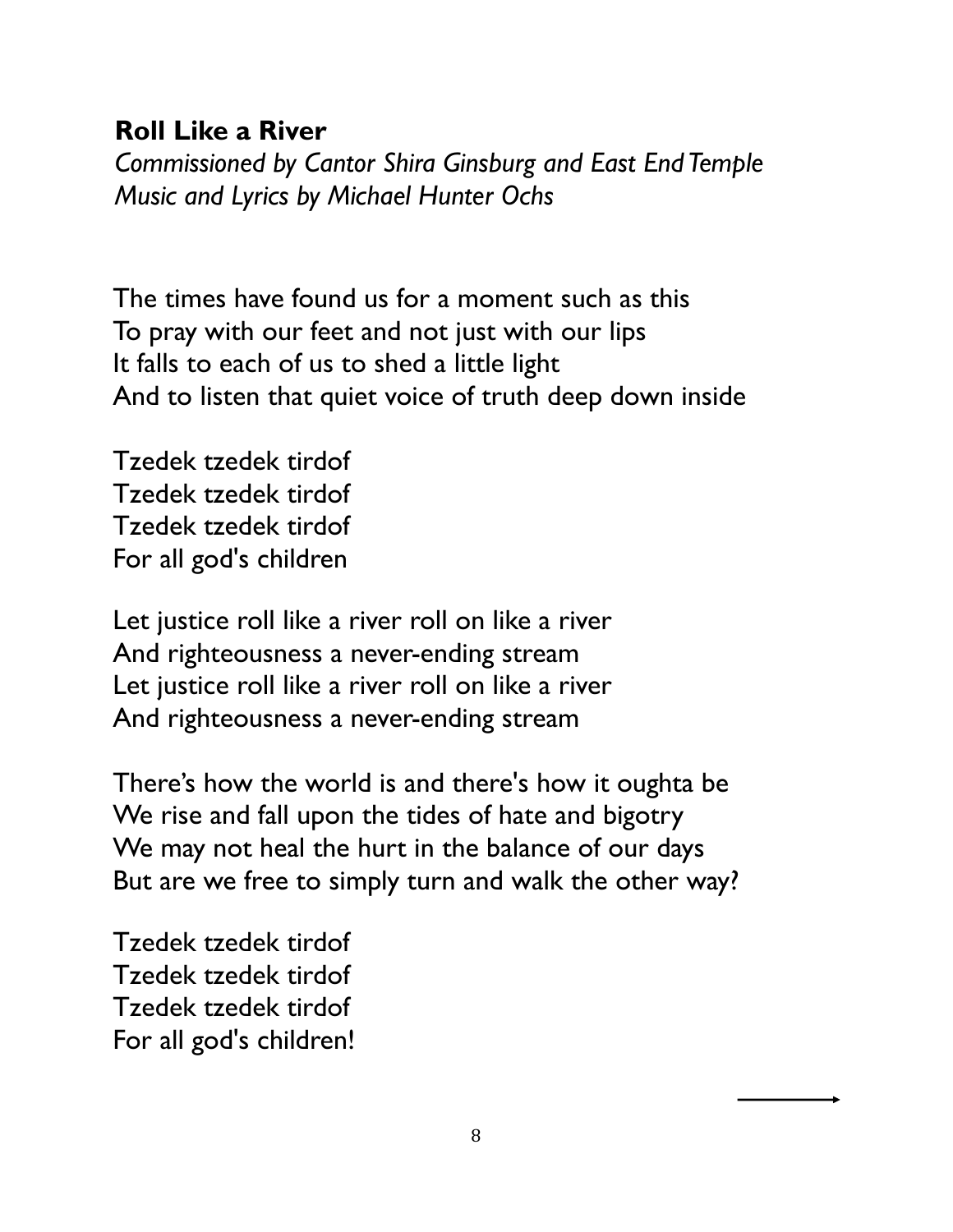## Roll Like a River

*Commissioned by Cantor Shira Ginsburg and East End Temple*
*Music and Lyrics by Michael Hunter Ochs*

The times have found us for a moment such as this
To pray with our feet and not just with our lips
It falls to each of us to shed a little light
And to listen that quiet voice of truth deep down inside

Tzedek tzedek tirdof
Tzedek tzedek tirdof
Tzedek tzedek tirdof
For all god's children

Let justice roll like a river roll on like a river
And righteousness a never-ending stream
Let justice roll like a river roll on like a river
And righteousness a never-ending stream

There's how the world is and there's how it oughta be
We rise and fall upon the tides of hate and bigotry
We may not heal the hurt in the balance of our days
But are we free to simply turn and walk the other way?

Tzedek tzedek tirdof
Tzedek tzedek tirdof
Tzedek tzedek tirdof
For all god's children!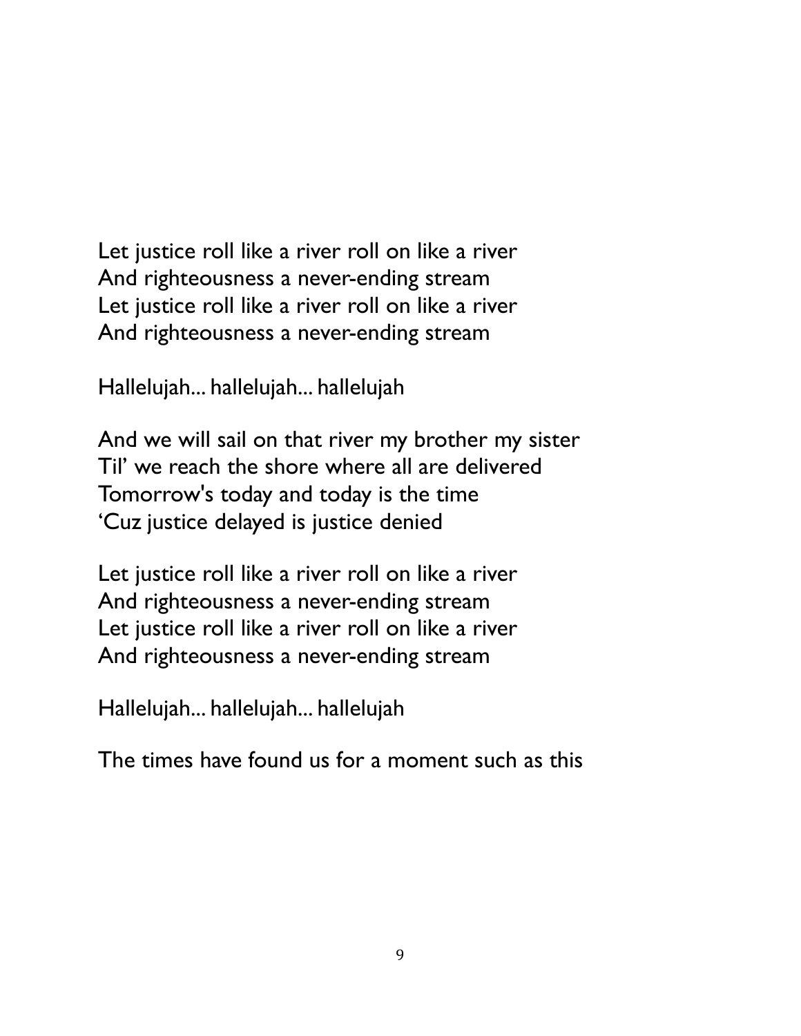Let justice roll like a river roll on like a river
And righteousness a never-ending stream
Let justice roll like a river roll on like a river
And righteousness a never-ending stream

Hallelujah... hallelujah... hallelujah

And we will sail on that river my brother my sister
Til' we reach the shore where all are delivered
Tomorrow's today and today is the time
'Cuz justice delayed is justice denied

Let justice roll like a river roll on like a river
And righteousness a never-ending stream
Let justice roll like a river roll on like a river
And righteousness a never-ending stream

Hallelujah... hallelujah... hallelujah

The times have found us for a moment such as this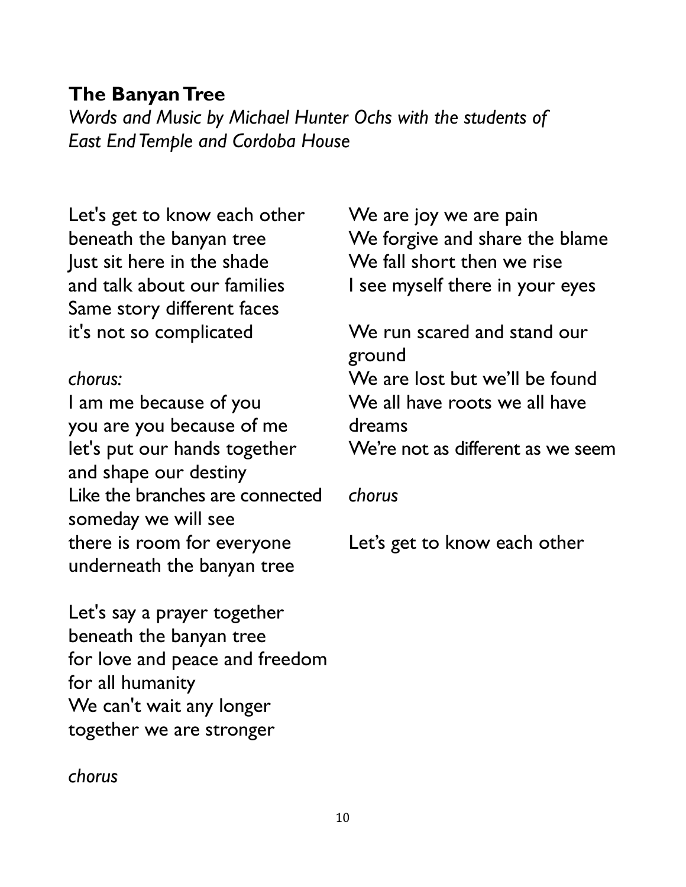**The Banyan Tree**

*Words and Music by Michael Hunter Ochs with the students of East End Temple and Cordoba House*

Let's get to know each other  
beneath the banyan tree  
Just sit here in the shade  
and talk about our families  
Same story different faces  
it's not so complicated

*chorus:*

I am me because of you  
you are you because of me  
let's put our hands together  
and shape our destiny  
Like the branches are connected  
someday we will see  
there is room for everyone  
underneath the banyan tree

Let's say a prayer together  
beneath the banyan tree  
for love and peace and freedom  
for all humanity  
We can't wait any longer  
together we are stronger

*chorus*

We are joy we are pain  
We forgive and share the blame  
We fall short then we rise  
I see myself there in your eyes

We run scared and stand our ground  
We are lost but we'll be found  
We all have roots we all have dreams  
We're not as different as we seem

*chorus*

Let's get to know each other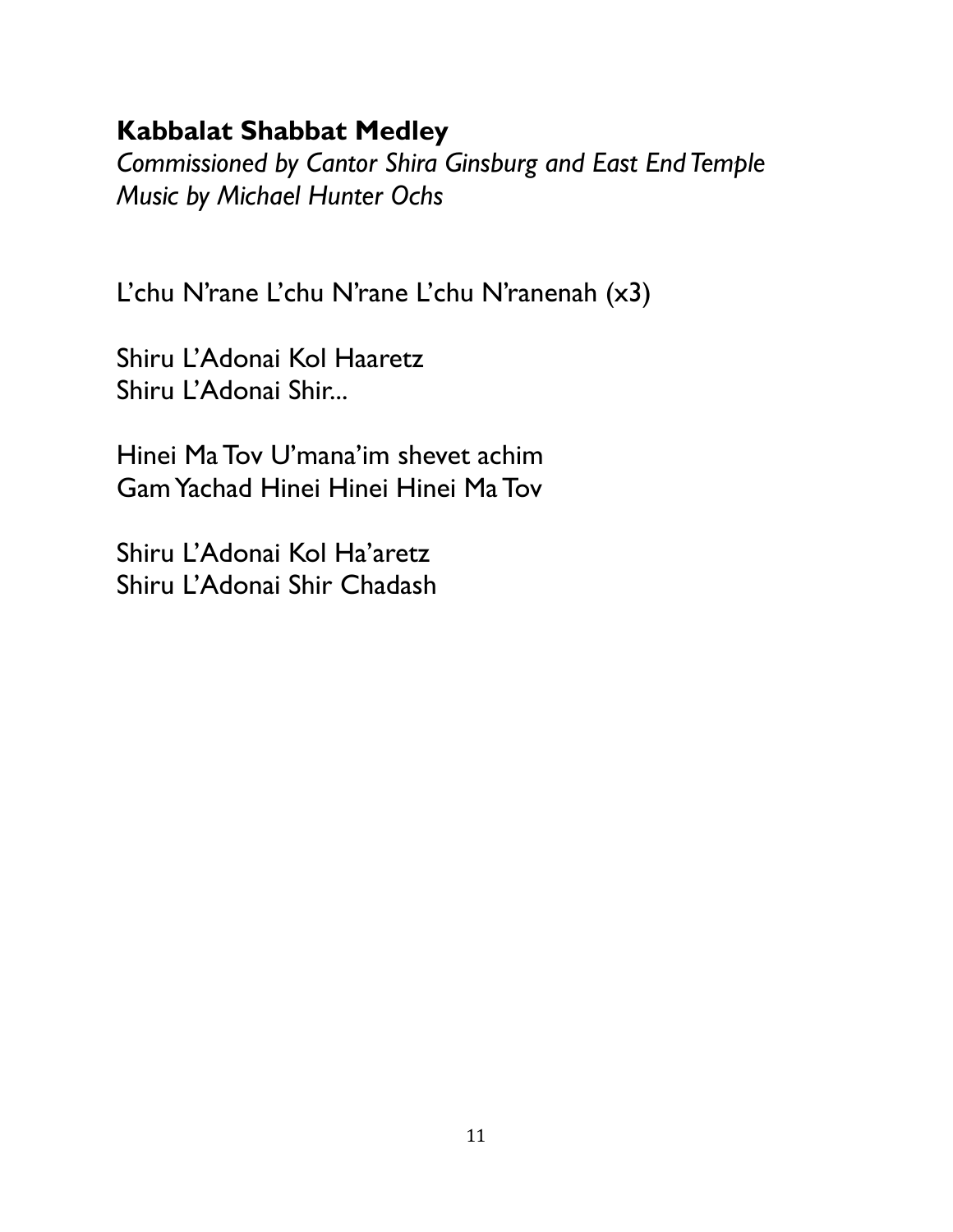## Kabbalat Shabbat Medley

*Commissioned by Cantor Shira Ginsburg and East End Temple*
*Music by Michael Hunter Ochs*

L'chu N'rane L'chu N'rane L'chu N'ranenah (x3)

Shiru L'Adonai Kol Haaretz
Shiru L'Adonai Shir...

Hinei Ma Tov U'mana'im shevet achim
Gam Yachad Hinei Hinei Hinei Ma Tov

Shiru L'Adonai Kol Ha'aretz
Shiru L'Adonai Shir Chadash